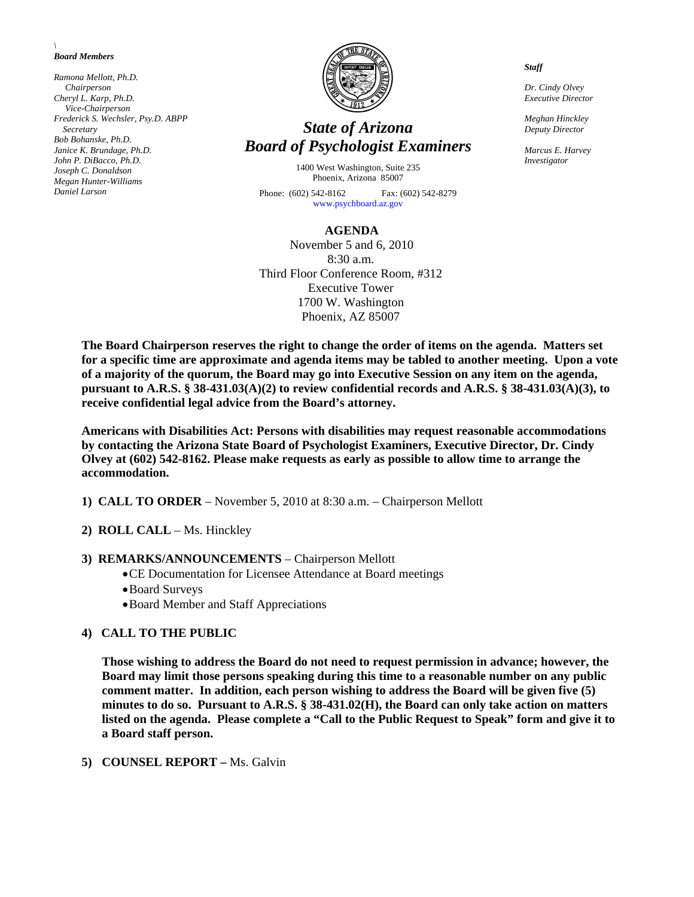\
***Board Members***

*Ramona Mellott, Ph.D.*
*Chairperson*
*Cheryl L. Karp, Ph.D.*
*Vice-Chairperson*
*Frederick S. Wechsler, Psy.D. ABPP*
*Secretary*
*Bob Bohanske, Ph.D.*
*Janice K. Brundage, Ph.D.*
*John P. DiBacco, Ph.D.*
*Joseph C. Donaldson*
*Megan Hunter-Williams*
*Daniel Larson*

# *State of Arizona*
# *Board of Psychologist Examiners*

1400 West Washington, Suite 235
Phoenix, Arizona 85007

Phone: (602) 542-8162 Fax: (602) 542-8279
www.psychboard.az.gov

***Staff***

*Dr. Cindy Olvey*
*Executive Director*

*Meghan Hinckley*
*Deputy Director*

*Marcus E. Harvey*
*Investigator*

## AGENDA

November 5 and 6, 2010
8:30 a.m.
Third Floor Conference Room, #312
Executive Tower
1700 W. Washington
Phoenix, AZ 85007

**The Board Chairperson reserves the right to change the order of items on the agenda. Matters set for a specific time are approximate and agenda items may be tabled to another meeting. Upon a vote of a majority of the quorum, the Board may go into Executive Session on any item on the agenda, pursuant to A.R.S. § 38-431.03(A)(2) to review confidential records and A.R.S. § 38-431.03(A)(3), to receive confidential legal advice from the Board's attorney.**

**Americans with Disabilities Act: Persons with disabilities may request reasonable accommodations by contacting the Arizona State Board of Psychologist Examiners, Executive Director, Dr. Cindy Olvey at (602) 542-8162. Please make requests as early as possible to allow time to arrange the accommodation.**

1) **CALL TO ORDER** – November 5, 2010 at 8:30 a.m. – Chairperson Mellott

2) **ROLL CALL** – Ms. Hinckley

3) **REMARKS/ANNOUNCEMENTS** – Chairperson Mellott
   - CE Documentation for Licensee Attendance at Board meetings
   - Board Surveys
   - Board Member and Staff Appreciations

4) **CALL TO THE PUBLIC**

   **Those wishing to address the Board do not need to request permission in advance; however, the Board may limit those persons speaking during this time to a reasonable number on any public comment matter. In addition, each person wishing to address the Board will be given five (5) minutes to do so. Pursuant to A.R.S. § 38-431.02(H), the Board can only take action on matters listed on the agenda. Please complete a "Call to the Public Request to Speak" form and give it to a Board staff person.**

5) **COUNSEL REPORT –** Ms. Galvin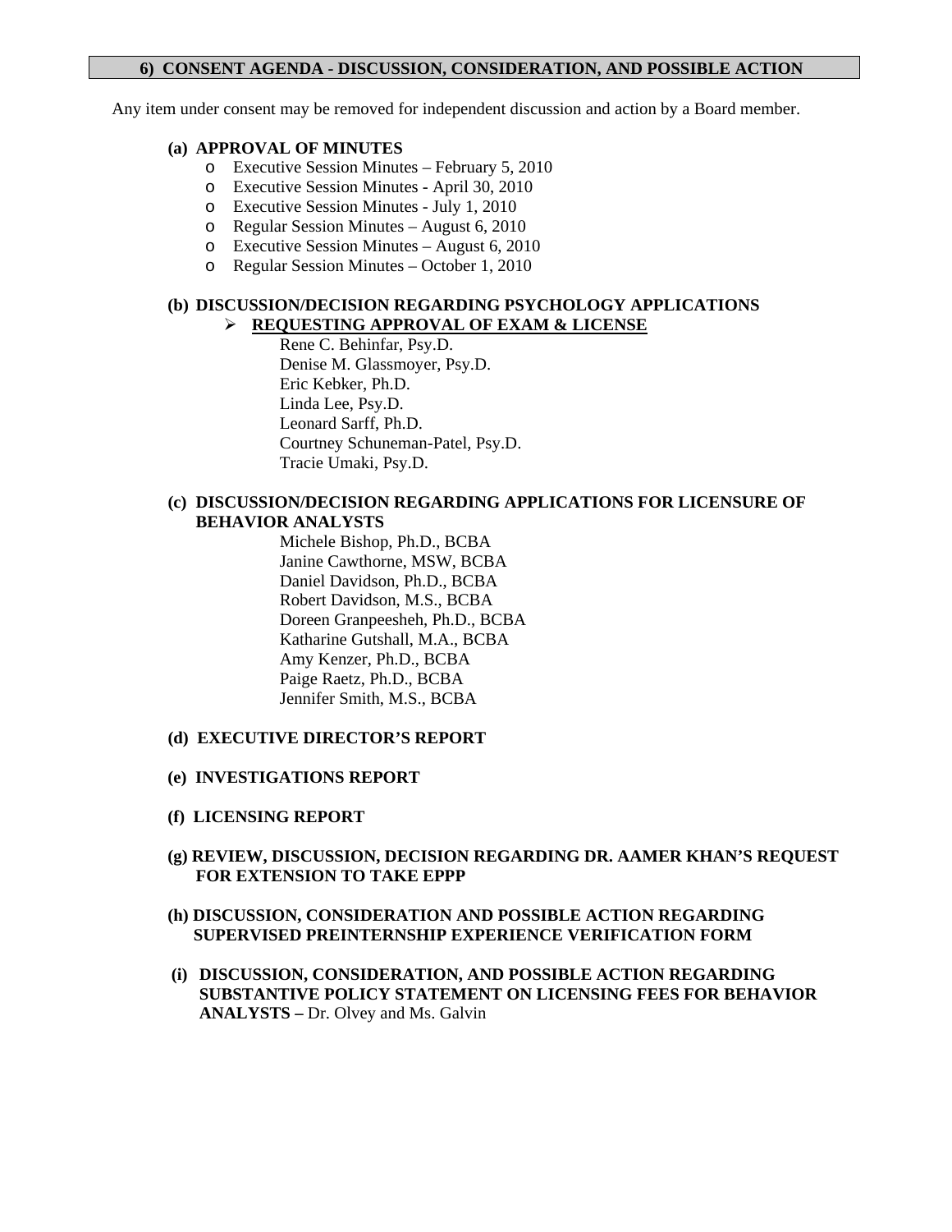## 6) CONSENT AGENDA - DISCUSSION, CONSIDERATION, AND POSSIBLE ACTION

Any item under consent may be removed for independent discussion and action by a Board member.

**(a) APPROVAL OF MINUTES**

- Executive Session Minutes – February 5, 2010
- Executive Session Minutes - April 30, 2010
- Executive Session Minutes - July 1, 2010
- Regular Session Minutes – August 6, 2010
- Executive Session Minutes – August 6, 2010
- Regular Session Minutes – October 1, 2010

**(b) DISCUSSION/DECISION REGARDING PSYCHOLOGY APPLICATIONS**

- **REQUESTING APPROVAL OF EXAM & LICENSE**

  Rene C. Behinfar, Psy.D.  
  Denise M. Glassmoyer, Psy.D.  
  Eric Kebker, Ph.D.  
  Linda Lee, Psy.D.  
  Leonard Sarff, Ph.D.  
  Courtney Schuneman-Patel, Psy.D.  
  Tracie Umaki, Psy.D.

**(c) DISCUSSION/DECISION REGARDING APPLICATIONS FOR LICENSURE OF BEHAVIOR ANALYSTS**

Michele Bishop, Ph.D., BCBA  
Janine Cawthorne, MSW, BCBA  
Daniel Davidson, Ph.D., BCBA  
Robert Davidson, M.S., BCBA  
Doreen Granpeesheh, Ph.D., BCBA  
Katharine Gutshall, M.A., BCBA  
Amy Kenzer, Ph.D., BCBA  
Paige Raetz, Ph.D., BCBA  
Jennifer Smith, M.S., BCBA

**(d) EXECUTIVE DIRECTOR'S REPORT**

**(e) INVESTIGATIONS REPORT**

**(f) LICENSING REPORT**

**(g) REVIEW, DISCUSSION, DECISION REGARDING DR. AAMER KHAN'S REQUEST FOR EXTENSION TO TAKE EPPP**

**(h) DISCUSSION, CONSIDERATION AND POSSIBLE ACTION REGARDING SUPERVISED PREINTERNSHIP EXPERIENCE VERIFICATION FORM**

**(i) DISCUSSION, CONSIDERATION, AND POSSIBLE ACTION REGARDING SUBSTANTIVE POLICY STATEMENT ON LICENSING FEES FOR BEHAVIOR ANALYSTS –** Dr. Olvey and Ms. Galvin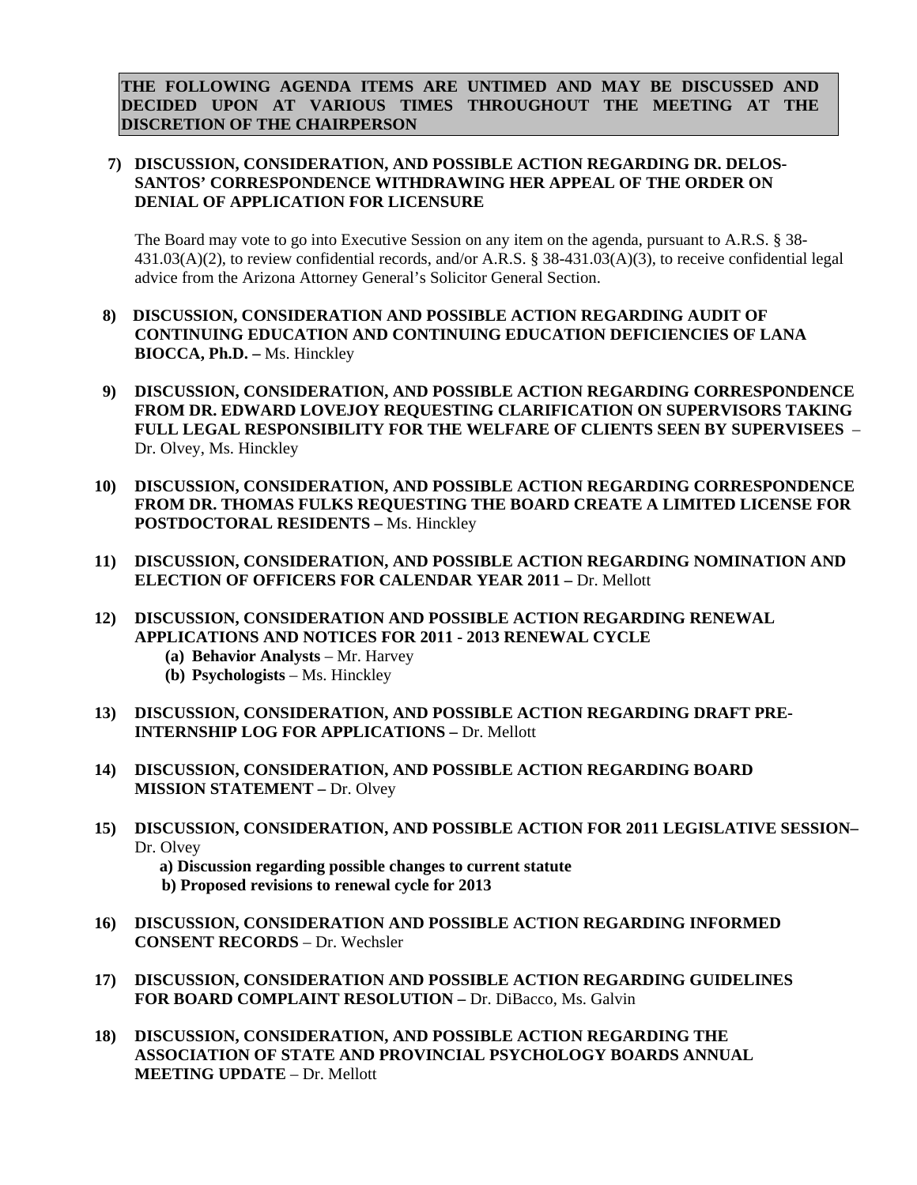**THE FOLLOWING AGENDA ITEMS ARE UNTIMED AND MAY BE DISCUSSED AND DECIDED UPON AT VARIOUS TIMES THROUGHOUT THE MEETING AT THE DISCRETION OF THE CHAIRPERSON**

**7) DISCUSSION, CONSIDERATION, AND POSSIBLE ACTION REGARDING DR. DELOS-SANTOS' CORRESPONDENCE WITHDRAWING HER APPEAL OF THE ORDER ON DENIAL OF APPLICATION FOR LICENSURE**

The Board may vote to go into Executive Session on any item on the agenda, pursuant to A.R.S. § 38-431.03(A)(2), to review confidential records, and/or A.R.S. § 38-431.03(A)(3), to receive confidential legal advice from the Arizona Attorney General's Solicitor General Section.

**8) DISCUSSION, CONSIDERATION AND POSSIBLE ACTION REGARDING AUDIT OF CONTINUING EDUCATION AND CONTINUING EDUCATION DEFICIENCIES OF LANA BIOCCA, Ph.D. –** Ms. Hinckley

**9) DISCUSSION, CONSIDERATION, AND POSSIBLE ACTION REGARDING CORRESPONDENCE FROM DR. EDWARD LOVEJOY REQUESTING CLARIFICATION ON SUPERVISORS TAKING FULL LEGAL RESPONSIBILITY FOR THE WELFARE OF CLIENTS SEEN BY SUPERVISEES** – Dr. Olvey, Ms. Hinckley

**10) DISCUSSION, CONSIDERATION, AND POSSIBLE ACTION REGARDING CORRESPONDENCE FROM DR. THOMAS FULKS REQUESTING THE BOARD CREATE A LIMITED LICENSE FOR POSTDOCTORAL RESIDENTS –** Ms. Hinckley

**11) DISCUSSION, CONSIDERATION, AND POSSIBLE ACTION REGARDING NOMINATION AND ELECTION OF OFFICERS FOR CALENDAR YEAR 2011 –** Dr. Mellott

**12) DISCUSSION, CONSIDERATION AND POSSIBLE ACTION REGARDING RENEWAL APPLICATIONS AND NOTICES FOR 2011 - 2013 RENEWAL CYCLE**

- **(a) Behavior Analysts** – Mr. Harvey
- **(b) Psychologists** – Ms. Hinckley

**13) DISCUSSION, CONSIDERATION, AND POSSIBLE ACTION REGARDING DRAFT PRE-INTERNSHIP LOG FOR APPLICATIONS –** Dr. Mellott

**14) DISCUSSION, CONSIDERATION, AND POSSIBLE ACTION REGARDING BOARD MISSION STATEMENT –** Dr. Olvey

**15) DISCUSSION, CONSIDERATION, AND POSSIBLE ACTION FOR 2011 LEGISLATIVE SESSION–** Dr. Olvey

- **a) Discussion regarding possible changes to current statute**
- **b) Proposed revisions to renewal cycle for 2013**

**16) DISCUSSION, CONSIDERATION AND POSSIBLE ACTION REGARDING INFORMED CONSENT RECORDS** – Dr. Wechsler

**17) DISCUSSION, CONSIDERATION AND POSSIBLE ACTION REGARDING GUIDELINES FOR BOARD COMPLAINT RESOLUTION –** Dr. DiBacco, Ms. Galvin

**18) DISCUSSION, CONSIDERATION, AND POSSIBLE ACTION REGARDING THE ASSOCIATION OF STATE AND PROVINCIAL PSYCHOLOGY BOARDS ANNUAL MEETING UPDATE** – Dr. Mellott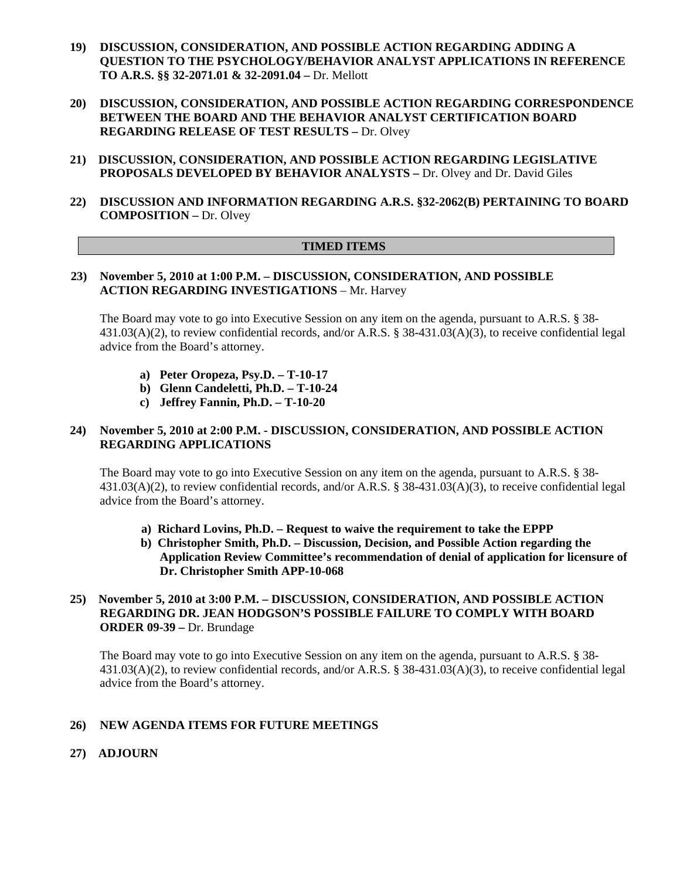19) **DISCUSSION, CONSIDERATION, AND POSSIBLE ACTION REGARDING ADDING A QUESTION TO THE PSYCHOLOGY/BEHAVIOR ANALYST APPLICATIONS IN REFERENCE TO A.R.S. §§ 32-2071.01 & 32-2091.04 –** Dr. Mellott

20) **DISCUSSION, CONSIDERATION, AND POSSIBLE ACTION REGARDING CORRESPONDENCE BETWEEN THE BOARD AND THE BEHAVIOR ANALYST CERTIFICATION BOARD REGARDING RELEASE OF TEST RESULTS –** Dr. Olvey

21) **DISCUSSION, CONSIDERATION, AND POSSIBLE ACTION REGARDING LEGISLATIVE PROPOSALS DEVELOPED BY BEHAVIOR ANALYSTS –** Dr. Olvey and Dr. David Giles

22) **DISCUSSION AND INFORMATION REGARDING A.R.S. §32-2062(B) PERTAINING TO BOARD COMPOSITION –** Dr. Olvey

## TIMED ITEMS

23) **November 5, 2010 at 1:00 P.M. – DISCUSSION, CONSIDERATION, AND POSSIBLE ACTION REGARDING INVESTIGATIONS** – Mr. Harvey

The Board may vote to go into Executive Session on any item on the agenda, pursuant to A.R.S. § 38-431.03(A)(2), to review confidential records, and/or A.R.S. § 38-431.03(A)(3), to receive confidential legal advice from the Board's attorney.

a) **Peter Oropeza, Psy.D. – T-10-17**
b) **Glenn Candeletti, Ph.D. – T-10-24**
c) **Jeffrey Fannin, Ph.D. – T-10-20**

24) **November 5, 2010 at 2:00 P.M. - DISCUSSION, CONSIDERATION, AND POSSIBLE ACTION REGARDING APPLICATIONS**

The Board may vote to go into Executive Session on any item on the agenda, pursuant to A.R.S. § 38-431.03(A)(2), to review confidential records, and/or A.R.S. § 38-431.03(A)(3), to receive confidential legal advice from the Board's attorney.

a) **Richard Lovins, Ph.D. – Request to waive the requirement to take the EPPP**
b) **Christopher Smith, Ph.D. – Discussion, Decision, and Possible Action regarding the Application Review Committee's recommendation of denial of application for licensure of Dr. Christopher Smith APP-10-068**

25) **November 5, 2010 at 3:00 P.M. – DISCUSSION, CONSIDERATION, AND POSSIBLE ACTION REGARDING DR. JEAN HODGSON'S POSSIBLE FAILURE TO COMPLY WITH BOARD ORDER 09-39 –** Dr. Brundage

The Board may vote to go into Executive Session on any item on the agenda, pursuant to A.R.S. § 38-431.03(A)(2), to review confidential records, and/or A.R.S. § 38-431.03(A)(3), to receive confidential legal advice from the Board's attorney.

26) **NEW AGENDA ITEMS FOR FUTURE MEETINGS**

27) **ADJOURN**